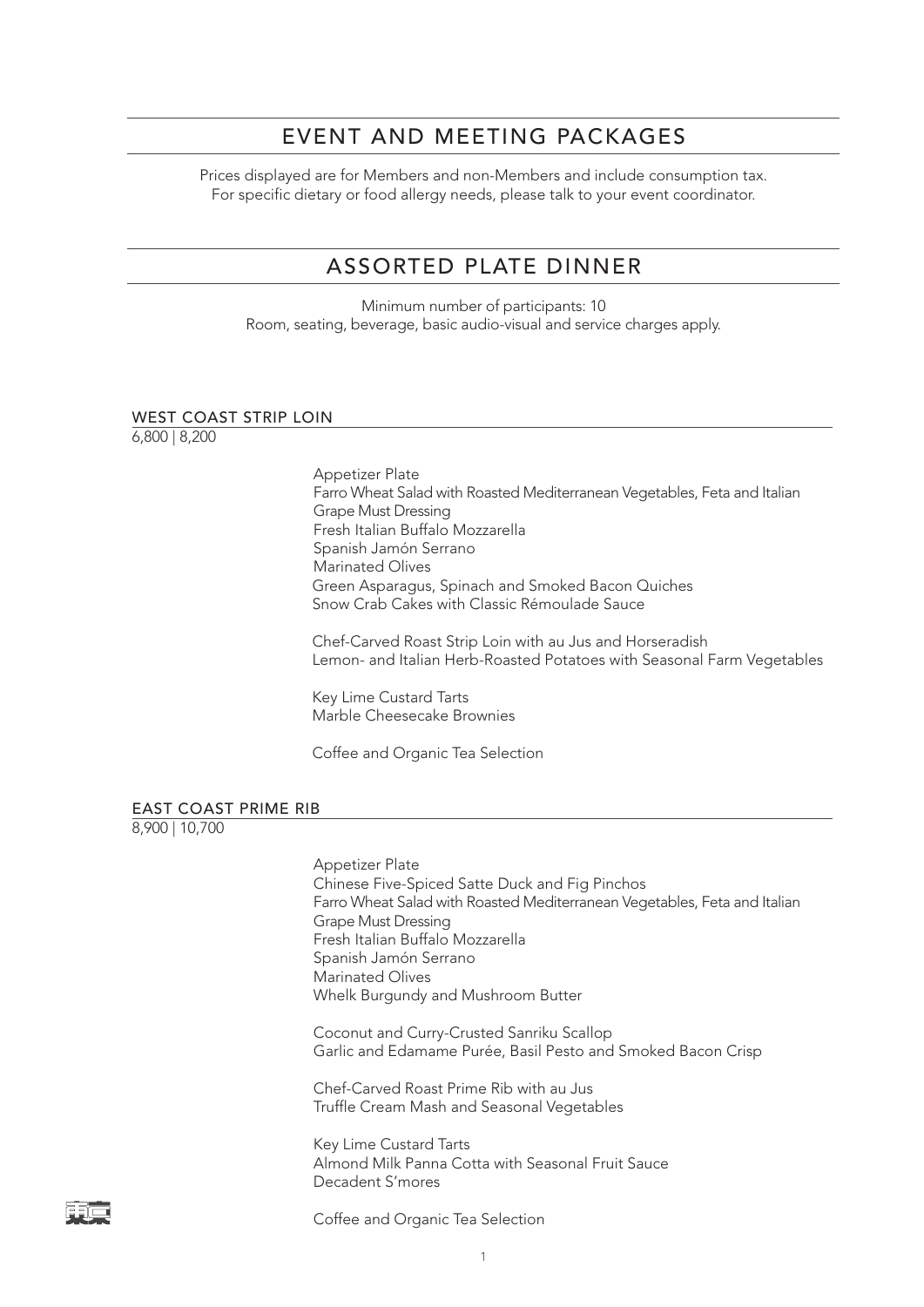# EVENT AND MEETING PACKAGES

Prices displayed are for Members and non-Members and include consumption tax.
For specific dietary or food allergy needs, please talk to your event coordinator.

## ASSORTED PLATE DINNER

Minimum number of participants: 10
Room, seating, beverage, basic audio-visual and service charges apply.

### WEST COAST STRIP LOIN

6,800 | 8,200

Appetizer Plate
Farro Wheat Salad with Roasted Mediterranean Vegetables, Feta and Italian Grape Must Dressing
Fresh Italian Buffalo Mozzarella
Spanish Jamón Serrano
Marinated Olives
Green Asparagus, Spinach and Smoked Bacon Quiches
Snow Crab Cakes with Classic Rémoulade Sauce

Chef-Carved Roast Strip Loin with au Jus and Horseradish
Lemon- and Italian Herb-Roasted Potatoes with Seasonal Farm Vegetables

Key Lime Custard Tarts
Marble Cheesecake Brownies

Coffee and Organic Tea Selection

### EAST COAST PRIME RIB

8,900 | 10,700

Appetizer Plate
Chinese Five-Spiced Satte Duck and Fig Pinchos
Farro Wheat Salad with Roasted Mediterranean Vegetables, Feta and Italian Grape Must Dressing
Fresh Italian Buffalo Mozzarella
Spanish Jamón Serrano
Marinated Olives
Whelk Burgundy and Mushroom Butter

Coconut and Curry-Crusted Sanriku Scallop
Garlic and Edamame Purée, Basil Pesto and Smoked Bacon Crisp

Chef-Carved Roast Prime Rib with au Jus
Truffle Cream Mash and Seasonal Vegetables

Key Lime Custard Tarts
Almond Milk Panna Cotta with Seasonal Fruit Sauce
Decadent S'mores

Coffee and Organic Tea Selection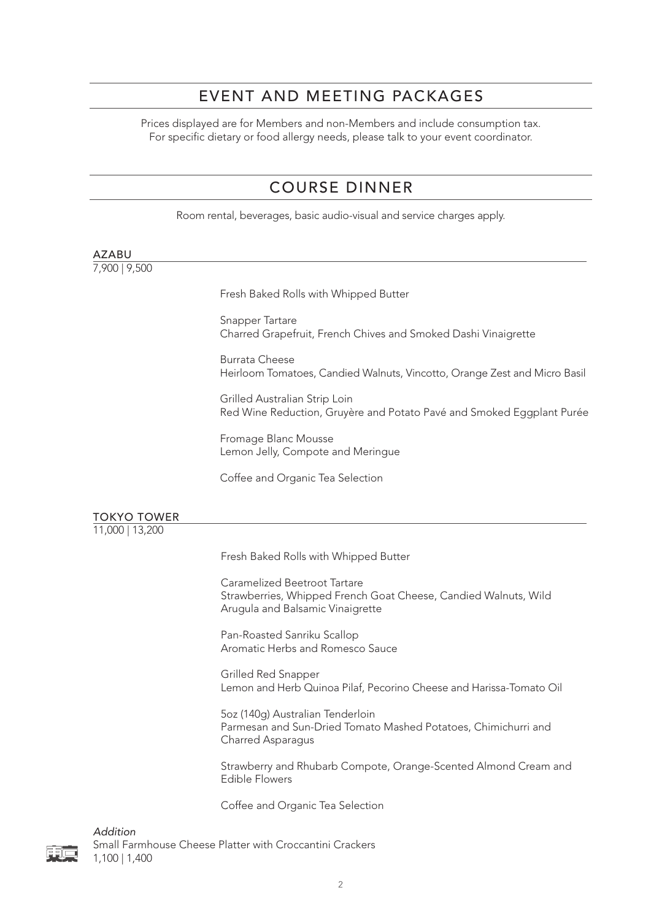# EVENT AND MEETING PACKAGES

Prices displayed are for Members and non-Members and include consumption tax.
For specific dietary or food allergy needs, please talk to your event coordinator.

## COURSE DINNER

Room rental, beverages, basic audio-visual and service charges apply.

### AZABU

7,900 | 9,500

Fresh Baked Rolls with Whipped Butter

Snapper Tartare
Charred Grapefruit, French Chives and Smoked Dashi Vinaigrette

Burrata Cheese
Heirloom Tomatoes, Candied Walnuts, Vincotto, Orange Zest and Micro Basil

Grilled Australian Strip Loin
Red Wine Reduction, Gruyère and Potato Pavé and Smoked Eggplant Purée

Fromage Blanc Mousse
Lemon Jelly, Compote and Meringue

Coffee and Organic Tea Selection

### TOKYO TOWER

11,000 | 13,200

Fresh Baked Rolls with Whipped Butter

Caramelized Beetroot Tartare
Strawberries, Whipped French Goat Cheese, Candied Walnuts, Wild Arugula and Balsamic Vinaigrette

Pan-Roasted Sanriku Scallop
Aromatic Herbs and Romesco Sauce

Grilled Red Snapper
Lemon and Herb Quinoa Pilaf, Pecorino Cheese and Harissa-Tomato Oil

5oz (140g) Australian Tenderloin
Parmesan and Sun-Dried Tomato Mashed Potatoes, Chimichurri and Charred Asparagus

Strawberry and Rhubarb Compote, Orange-Scented Almond Cream and Edible Flowers

Coffee and Organic Tea Selection

*Addition*
Small Farmhouse Cheese Platter with Croccantini Crackers
1,100 | 1,400